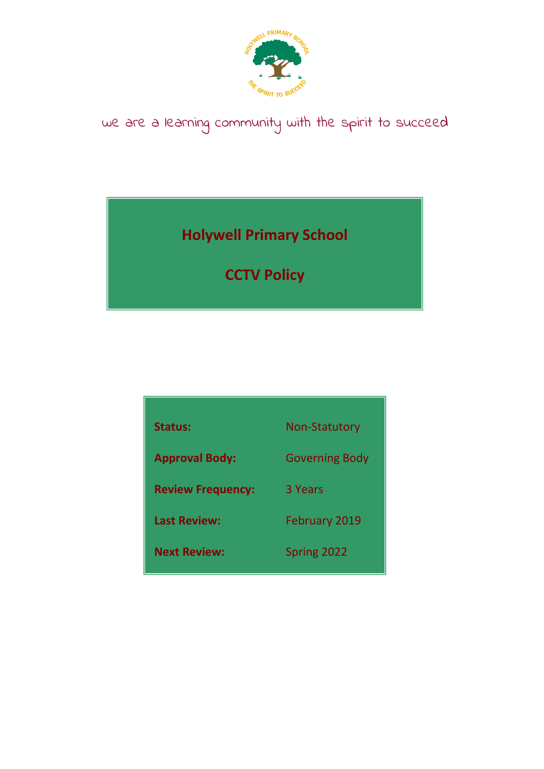we are a learning community with the spirit to succeed

# Holywell Primary School

# CCTV Policy

| | |
|---|---|
| **Status:** | Non-Statutory |
| **Approval Body:** | Governing Body |
| **Review Frequency:** | 3 Years |
| **Last Review:** | February 2019 |
| **Next Review:** | Spring 2022 |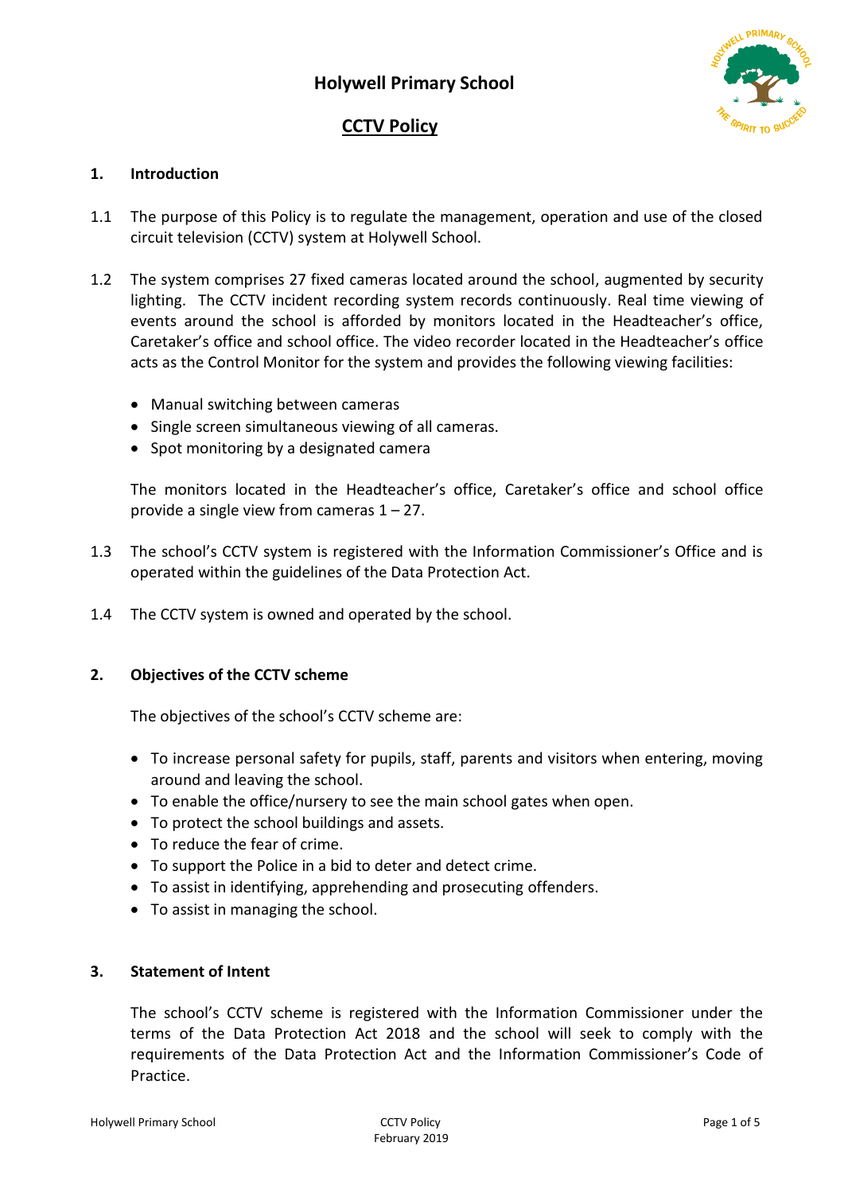# Holywell Primary School

## CCTV Policy

### 1. Introduction

1.1 The purpose of this Policy is to regulate the management, operation and use of the closed circuit television (CCTV) system at Holywell School.

1.2 The system comprises 27 fixed cameras located around the school, augmented by security lighting. The CCTV incident recording system records continuously. Real time viewing of events around the school is afforded by monitors located in the Headteacher's office, Caretaker's office and school office. The video recorder located in the Headteacher's office acts as the Control Monitor for the system and provides the following viewing facilities:

- Manual switching between cameras
- Single screen simultaneous viewing of all cameras.
- Spot monitoring by a designated camera

The monitors located in the Headteacher's office, Caretaker's office and school office provide a single view from cameras 1 – 27.

1.3 The school's CCTV system is registered with the Information Commissioner's Office and is operated within the guidelines of the Data Protection Act.

1.4 The CCTV system is owned and operated by the school.

### 2. Objectives of the CCTV scheme

The objectives of the school's CCTV scheme are:

- To increase personal safety for pupils, staff, parents and visitors when entering, moving around and leaving the school.
- To enable the office/nursery to see the main school gates when open.
- To protect the school buildings and assets.
- To reduce the fear of crime.
- To support the Police in a bid to deter and detect crime.
- To assist in identifying, apprehending and prosecuting offenders.
- To assist in managing the school.

### 3. Statement of Intent

The school's CCTV scheme is registered with the Information Commissioner under the terms of the Data Protection Act 2018 and the school will seek to comply with the requirements of the Data Protection Act and the Information Commissioner's Code of Practice.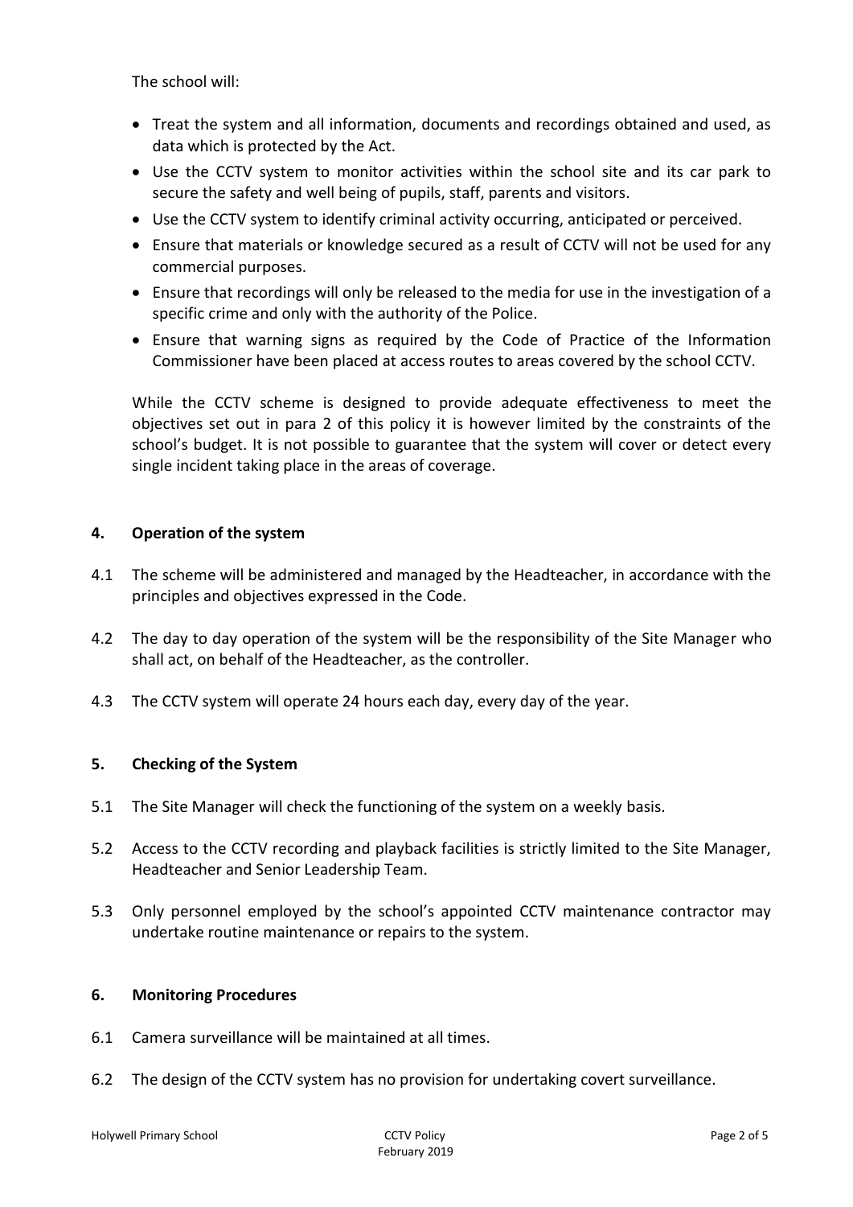The school will:

- Treat the system and all information, documents and recordings obtained and used, as data which is protected by the Act.
- Use the CCTV system to monitor activities within the school site and its car park to secure the safety and well being of pupils, staff, parents and visitors.
- Use the CCTV system to identify criminal activity occurring, anticipated or perceived.
- Ensure that materials or knowledge secured as a result of CCTV will not be used for any commercial purposes.
- Ensure that recordings will only be released to the media for use in the investigation of a specific crime and only with the authority of the Police.
- Ensure that warning signs as required by the Code of Practice of the Information Commissioner have been placed at access routes to areas covered by the school CCTV.

While the CCTV scheme is designed to provide adequate effectiveness to meet the objectives set out in para 2 of this policy it is however limited by the constraints of the school's budget. It is not possible to guarantee that the system will cover or detect every single incident taking place in the areas of coverage.

## 4. Operation of the system

4.1 The scheme will be administered and managed by the Headteacher, in accordance with the principles and objectives expressed in the Code.

4.2 The day to day operation of the system will be the responsibility of the Site Manager who shall act, on behalf of the Headteacher, as the controller.

4.3 The CCTV system will operate 24 hours each day, every day of the year.

## 5. Checking of the System

5.1 The Site Manager will check the functioning of the system on a weekly basis.

5.2 Access to the CCTV recording and playback facilities is strictly limited to the Site Manager, Headteacher and Senior Leadership Team.

5.3 Only personnel employed by the school's appointed CCTV maintenance contractor may undertake routine maintenance or repairs to the system.

## 6. Monitoring Procedures

6.1 Camera surveillance will be maintained at all times.

6.2 The design of the CCTV system has no provision for undertaking covert surveillance.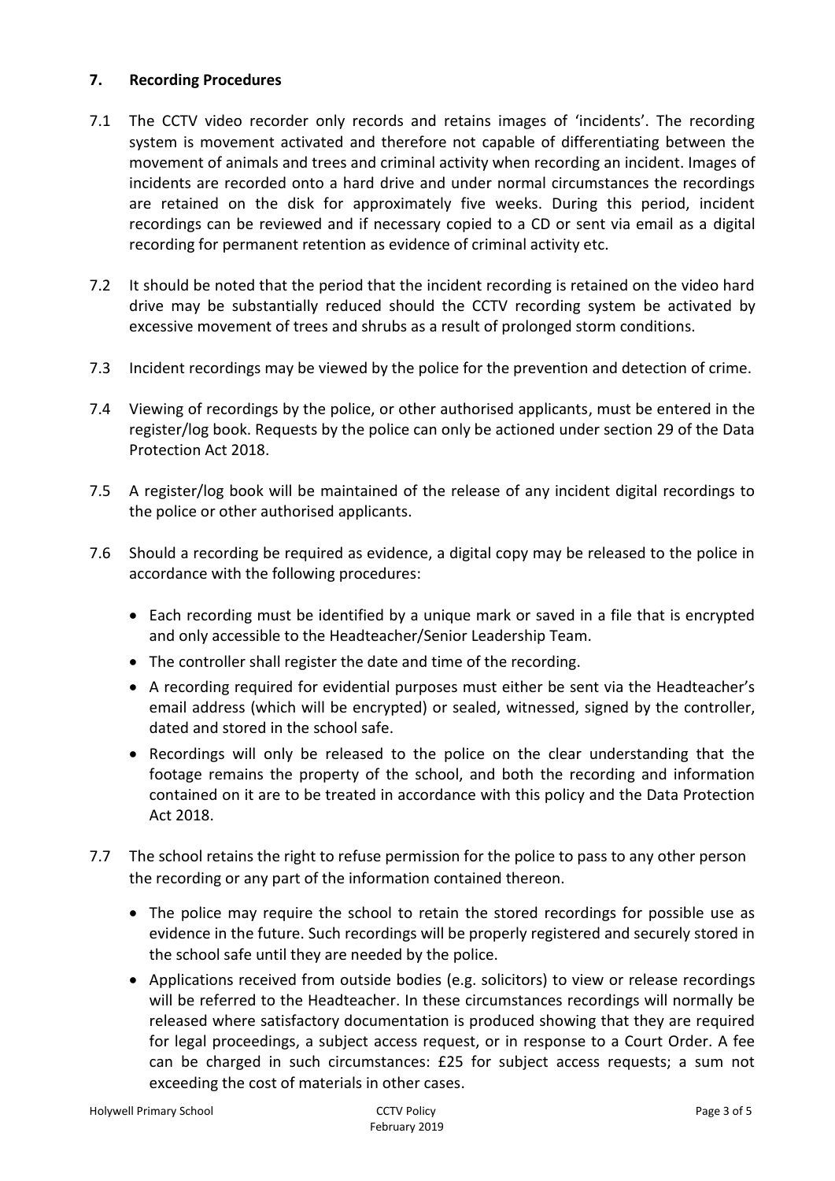## 7. Recording Procedures

7.1 The CCTV video recorder only records and retains images of 'incidents'. The recording system is movement activated and therefore not capable of differentiating between the movement of animals and trees and criminal activity when recording an incident. Images of incidents are recorded onto a hard drive and under normal circumstances the recordings are retained on the disk for approximately five weeks. During this period, incident recordings can be reviewed and if necessary copied to a CD or sent via email as a digital recording for permanent retention as evidence of criminal activity etc.

7.2 It should be noted that the period that the incident recording is retained on the video hard drive may be substantially reduced should the CCTV recording system be activated by excessive movement of trees and shrubs as a result of prolonged storm conditions.

7.3 Incident recordings may be viewed by the police for the prevention and detection of crime.

7.4 Viewing of recordings by the police, or other authorised applicants, must be entered in the register/log book. Requests by the police can only be actioned under section 29 of the Data Protection Act 2018.

7.5 A register/log book will be maintained of the release of any incident digital recordings to the police or other authorised applicants.

7.6 Should a recording be required as evidence, a digital copy may be released to the police in accordance with the following procedures:

- Each recording must be identified by a unique mark or saved in a file that is encrypted and only accessible to the Headteacher/Senior Leadership Team.
- The controller shall register the date and time of the recording.
- A recording required for evidential purposes must either be sent via the Headteacher's email address (which will be encrypted) or sealed, witnessed, signed by the controller, dated and stored in the school safe.
- Recordings will only be released to the police on the clear understanding that the footage remains the property of the school, and both the recording and information contained on it are to be treated in accordance with this policy and the Data Protection Act 2018.

7.7 The school retains the right to refuse permission for the police to pass to any other person the recording or any part of the information contained thereon.

- The police may require the school to retain the stored recordings for possible use as evidence in the future. Such recordings will be properly registered and securely stored in the school safe until they are needed by the police.
- Applications received from outside bodies (e.g. solicitors) to view or release recordings will be referred to the Headteacher. In these circumstances recordings will normally be released where satisfactory documentation is produced showing that they are required for legal proceedings, a subject access request, or in response to a Court Order. A fee can be charged in such circumstances: £25 for subject access requests; a sum not exceeding the cost of materials in other cases.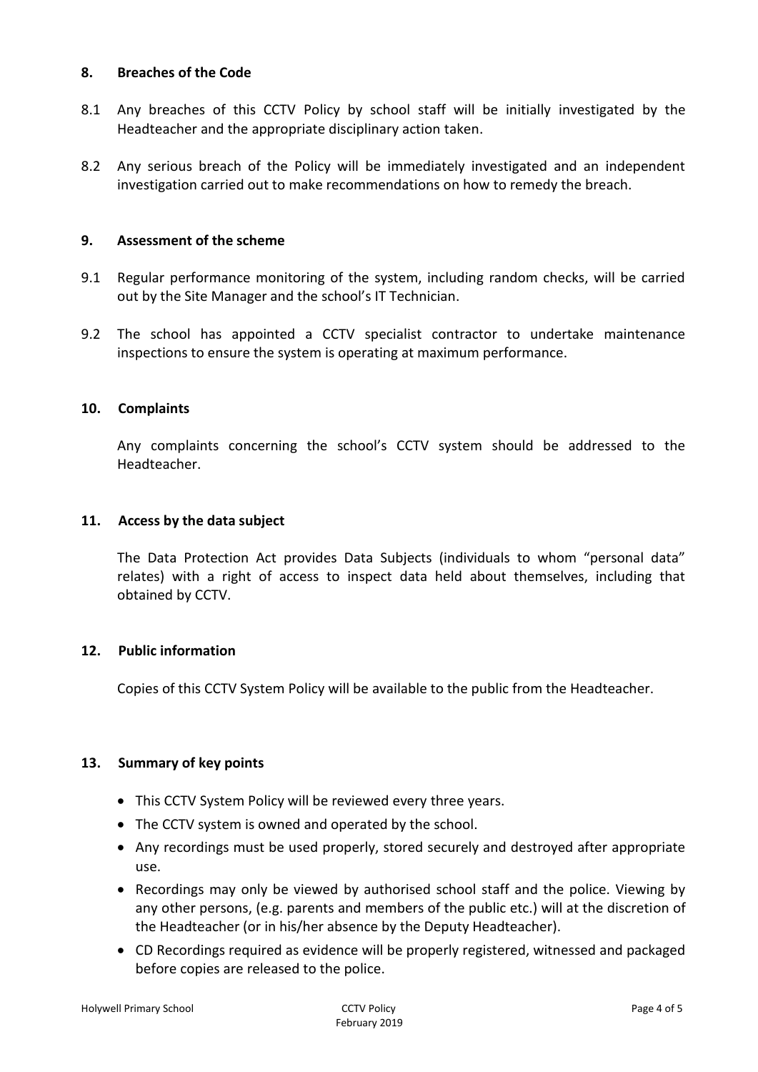## 8. Breaches of the Code

8.1 Any breaches of this CCTV Policy by school staff will be initially investigated by the Headteacher and the appropriate disciplinary action taken.

8.2 Any serious breach of the Policy will be immediately investigated and an independent investigation carried out to make recommendations on how to remedy the breach.

## 9. Assessment of the scheme

9.1 Regular performance monitoring of the system, including random checks, will be carried out by the Site Manager and the school's IT Technician.

9.2 The school has appointed a CCTV specialist contractor to undertake maintenance inspections to ensure the system is operating at maximum performance.

## 10. Complaints

Any complaints concerning the school's CCTV system should be addressed to the Headteacher.

## 11. Access by the data subject

The Data Protection Act provides Data Subjects (individuals to whom "personal data" relates) with a right of access to inspect data held about themselves, including that obtained by CCTV.

## 12. Public information

Copies of this CCTV System Policy will be available to the public from the Headteacher.

## 13. Summary of key points

- This CCTV System Policy will be reviewed every three years.
- The CCTV system is owned and operated by the school.
- Any recordings must be used properly, stored securely and destroyed after appropriate use.
- Recordings may only be viewed by authorised school staff and the police. Viewing by any other persons, (e.g. parents and members of the public etc.) will at the discretion of the Headteacher (or in his/her absence by the Deputy Headteacher).
- CD Recordings required as evidence will be properly registered, witnessed and packaged before copies are released to the police.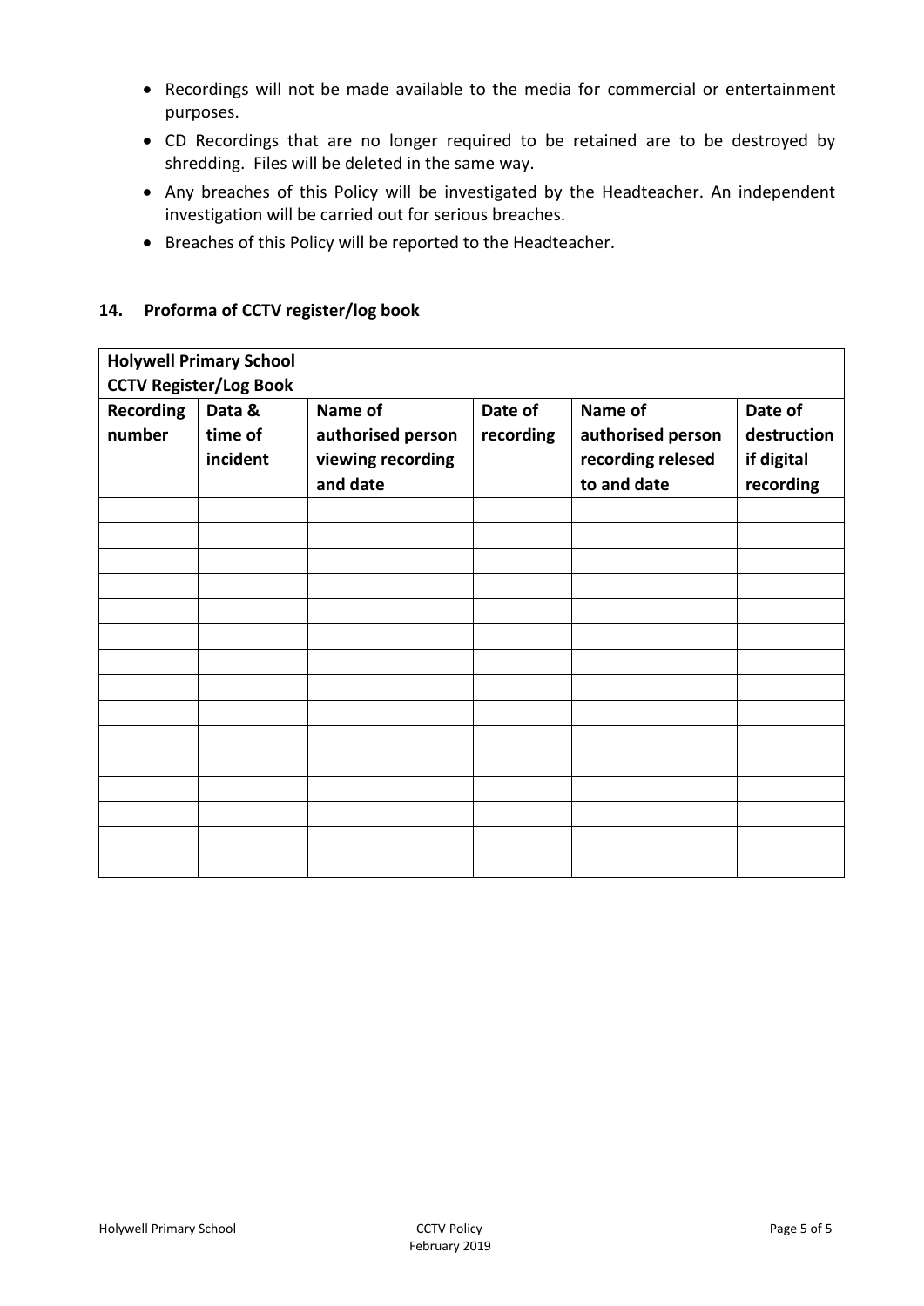- Recordings will not be made available to the media for commercial or entertainment purposes.
- CD Recordings that are no longer required to be retained are to be destroyed by shredding. Files will be deleted in the same way.
- Any breaches of this Policy will be investigated by the Headteacher. An independent investigation will be carried out for serious breaches.
- Breaches of this Policy will be reported to the Headteacher.

## 14. Proforma of CCTV register/log book

| **Holywell Primary School CCTV Register/Log Book** | | | | | |
|---|---|---|---|---|---|
| **Recording number** | **Data & time of incident** | **Name of authorised person viewing recording and date** | **Date of recording** | **Name of authorised person recording relesed to and date** | **Date of destruction if digital recording** |
| | | | | | |
| | | | | | |
| | | | | | |
| | | | | | |
| | | | | | |
| | | | | | |
| | | | | | |
| | | | | | |
| | | | | | |
| | | | | | |
| | | | | | |
| | | | | | |
| | | | | | |
| | | | | | |
| | | | | | |